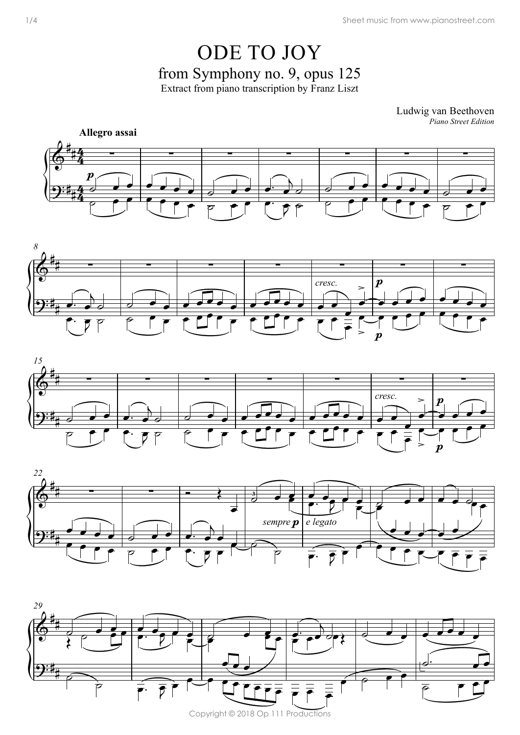# ODE TO JOY

## from Symphony no. 9, opus 125

Extract from piano transcription by Franz Liszt

Ludwig van Beethoven
*Piano Street Edition*

**Allegro assai**

Copyright © 2018 Op 111 Productions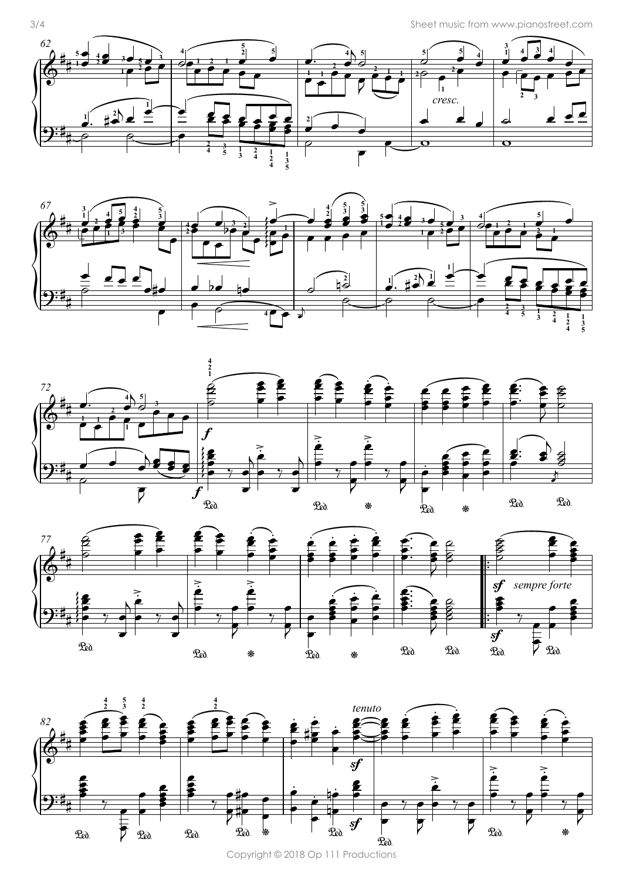Copyright © 2018 Op 111 Productions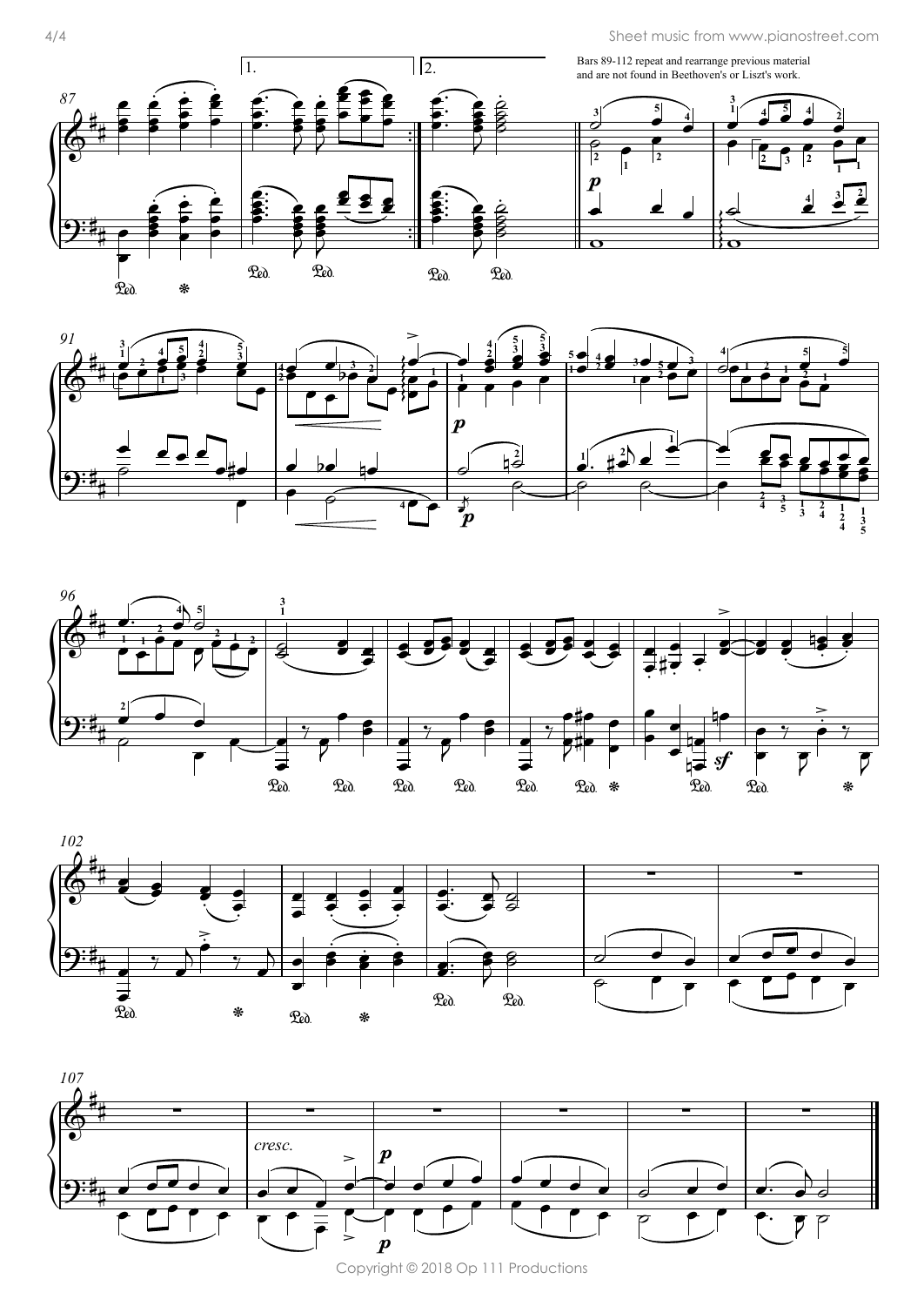Bars 89-112 repeat and rearrange previous material and are not found in Beethoven's or Liszt's work.

Copyright © 2018 Op 111 Productions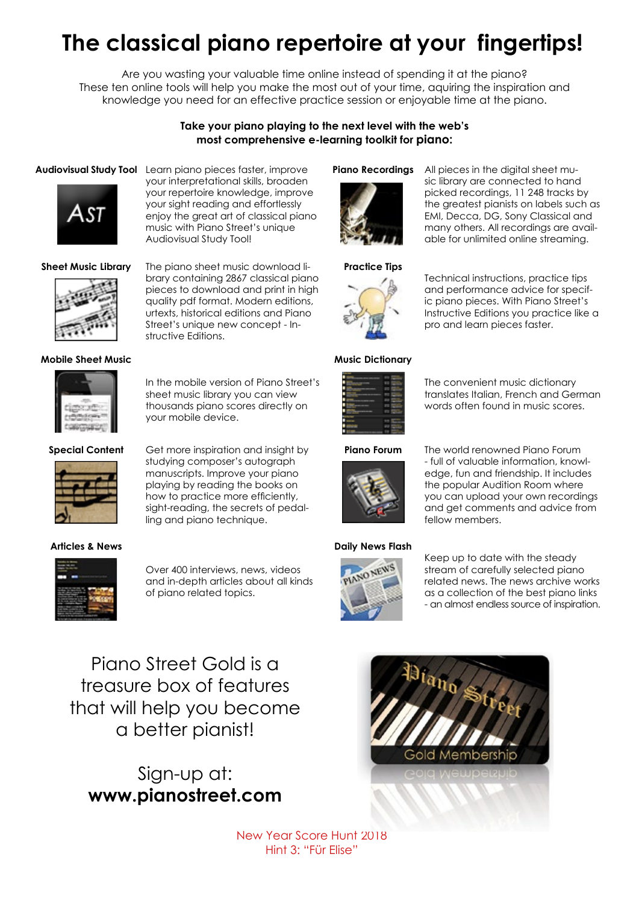# The classical piano repertoire at your fingertips!

Are you wasting your valuable time online instead of spending it at the piano?
These ten online tools will help you make the most out of your time, aquiring the inspiration and knowledge you need for an effective practice session or enjoyable time at the piano.

**Take your piano playing to the next level with the web's most comprehensive e-learning toolkit for piano:**

**Audiovisual Study Tool**

Learn piano pieces faster, improve your interpretational skills, broaden your repertoire knowledge, improve your sight reading and effortlessly enjoy the great art of classical piano music with Piano Street's unique Audiovisual Study Tool!

**Sheet Music Library**

The piano sheet music download library containing 2867 classical piano pieces to download and print in high quality pdf format. Modern editions, urtexts, historical editions and Piano Street's unique new concept - Instructive Editions.

**Mobile Sheet Music**

In the mobile version of Piano Street's sheet music library you can view thousands piano scores directly on your mobile device.

**Special Content**

Get more inspiration and insight by studying composer's autograph manuscripts. Improve your piano playing by reading the books on how to practice more efficiently, sight-reading, the secrets of pedalling and piano technique.

**Articles & News**

Over 400 interviews, news, videos and in-depth articles about all kinds of piano related topics.

**Piano Recordings**

All pieces in the digital sheet music library are connected to hand picked recordings, 11 248 tracks by the greatest pianists on labels such as EMI, Decca, DG, Sony Classical and many others. All recordings are available for unlimited online streaming.

**Practice Tips**

Technical instructions, practice tips and performance advice for specific piano pieces. With Piano Street's Instructive Editions you practice like a pro and learn pieces faster.

**Music Dictionary**

The convenient music dictionary translates Italian, French and German words often found in music scores.

**Piano Forum**

The world renowned Piano Forum - full of valuable information, knowledge, fun and friendship. It includes the popular Audition Room where you can upload your own recordings and get comments and advice from fellow members.

**Daily News Flash**

Keep up to date with the steady stream of carefully selected piano related news. The news archive works as a collection of the best piano links - an almost endless source of inspiration.

Piano Street Gold is a treasure box of features that will help you become a better pianist!

Sign-up at:
**www.pianostreet.com**

Piano Street
Gold Membership

New Year Score Hunt 2018
Hint 3: "Für Elise"